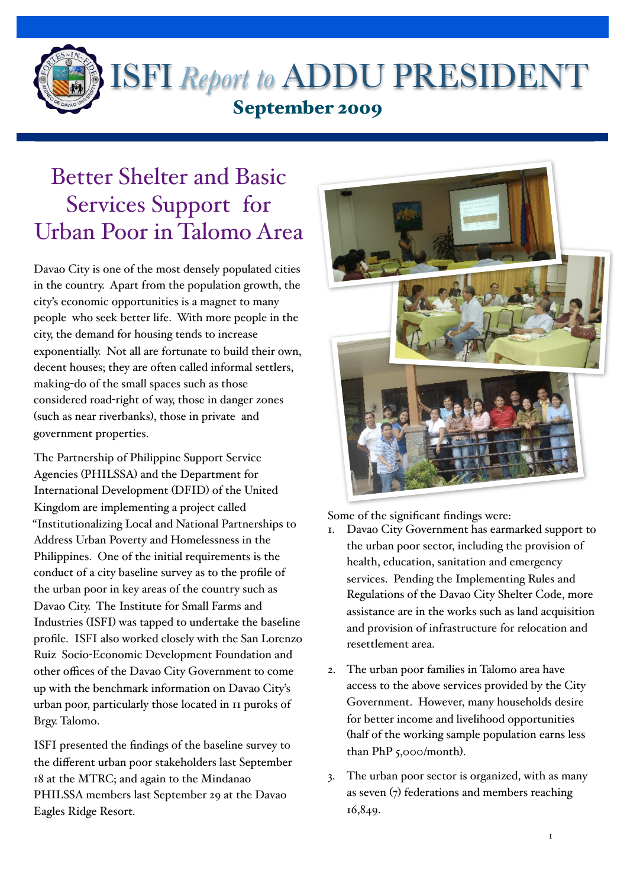# ISFI *Report to* ADDU PRESIDENT

**September 2009**

## Better Shelter and Basic Services Support for Urban Poor in Talomo Area

Davao City is one of the most densely populated cities in the country. Apart from the population growth, the city's economic opportunities is a magnet to many people who seek better life. With more people in the city, the demand for housing tends to increase exponentially. Not all are fortunate to build their own, decent houses; they are often called informal settlers, making-do of the small spaces such as those considered road-right of way, those in danger zones (such as near riverbanks), those in private and government properties.

The Partnership of Philippine Support Service Agencies (PHILSSA) and the Department for International Development (DFID) of the United Kingdom are implementing a project called "Institutionalizing Local and National Partnerships to Address Urban Poverty and Homelessness in the Philippines. One of the initial requirements is the conduct of a city baseline survey as to the profile of the urban poor in key areas of the country such as Davao City. The Institute for Small Farms and Industries (ISFI) was tapped to undertake the baseline profile. ISFI also worked closely with the San Lorenzo Ruiz Socio-Economic Development Foundation and other offices of the Davao City Government to come up with the benchmark information on Davao City's urban poor, particularly those located in 11 puroks of Brgy. Talomo.

ISFI presented the findings of the baseline survey to the different urban poor stakeholders last September 18 at the MTRC; and again to the Mindanao PHILSSA members last September 29 at the Davao Eagles Ridge Resort.

Some of the significant findings were:

1. Davao City Government has earmarked support to the urban poor sector, including the provision of health, education, sanitation and emergency services. Pending the Implementing Rules and Regulations of the Davao City Shelter Code, more assistance are in the works such as land acquisition and provision of infrastructure for relocation and resettlement area.

2. The urban poor families in Talomo area have access to the above services provided by the City Government. However, many households desire for better income and livelihood opportunities (half of the working sample population earns less than PhP 5,000/month).

3. The urban poor sector is organized, with as many as seven (7) federations and members reaching 16,849.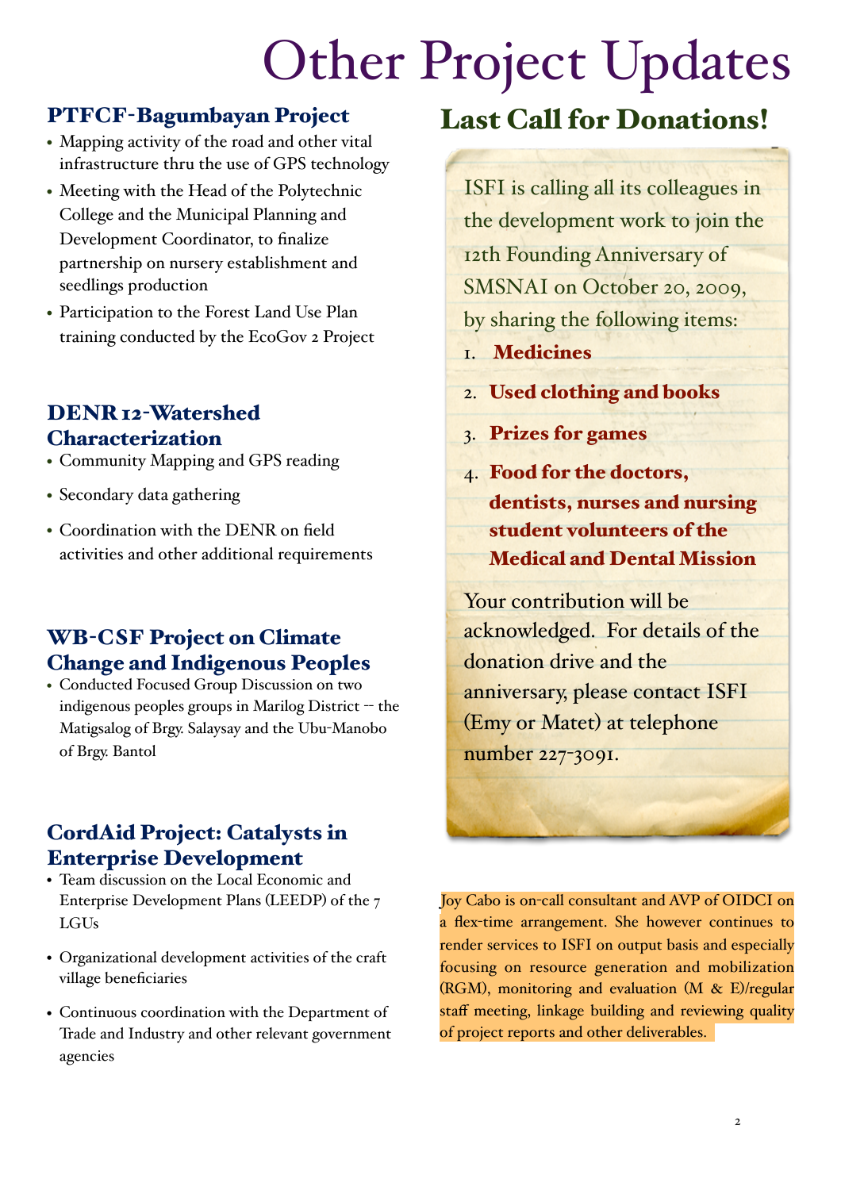# Other Project Updates

## PTFCF-Bagumbayan Project

- Mapping activity of the road and other vital infrastructure thru the use of GPS technology
- Meeting with the Head of the Polytechnic College and the Municipal Planning and Development Coordinator, to finalize partnership on nursery establishment and seedlings production
- Participation to the Forest Land Use Plan training conducted by the EcoGov 2 Project

## DENR 12-Watershed Characterization

- Community Mapping and GPS reading
- Secondary data gathering
- Coordination with the DENR on field activities and other additional requirements

## WB-CSF Project on Climate Change and Indigenous Peoples

- Conducted Focused Group Discussion on two indigenous peoples groups in Marilog District -- the Matigsalog of Brgy. Salaysay and the Ubu-Manobo of Brgy. Bantol

## CordAid Project: Catalysts in Enterprise Development

- Team discussion on the Local Economic and Enterprise Development Plans (LEEDP) of the 7 LGUs
- Organizational development activities of the craft village beneficiaries
- Continuous coordination with the Department of Trade and Industry and other relevant government agencies

## Last Call for Donations!

ISFI is calling all its colleagues in the development work to join the 12th Founding Anniversary of SMSNAI on October 20, 2009, by sharing the following items:

1. **Medicines**
2. **Used clothing and books**
3. **Prizes for games**
4. **Food for the doctors, dentists, nurses and nursing student volunteers of the Medical and Dental Mission**

Your contribution will be acknowledged. For details of the donation drive and the anniversary, please contact ISFI (Emy or Matet) at telephone number 227-3091.

Joy Cabo is on-call consultant and AVP of OIDCI on a flex-time arrangement. She however continues to render services to ISFI on output basis and especially focusing on resource generation and mobilization (RGM), monitoring and evaluation (M & E)/regular staff meeting, linkage building and reviewing quality of project reports and other deliverables.